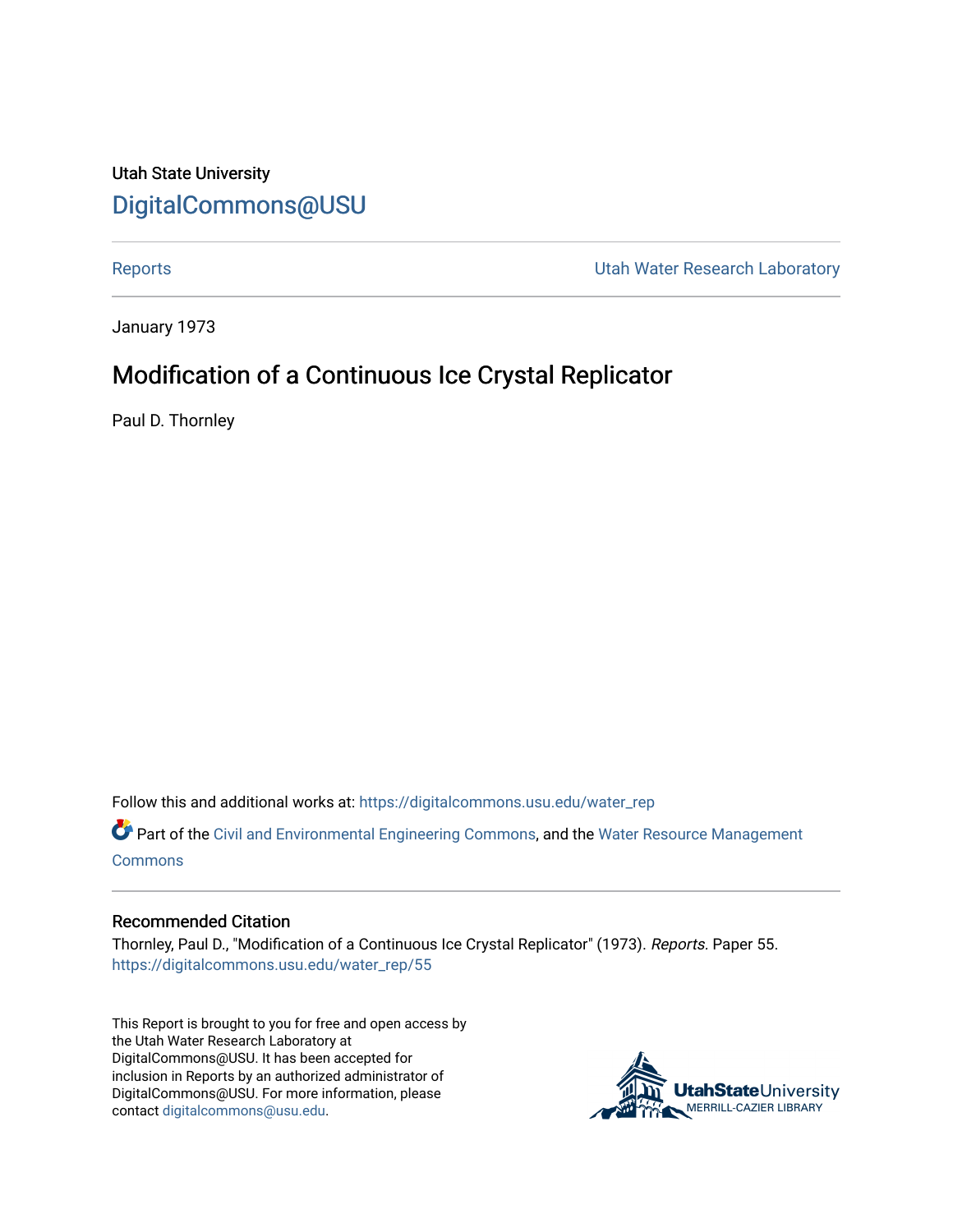Utah State University

# DigitalCommons@USU

Reports | Utah Water Research Laboratory

January 1973

## Modification of a Continuous Ice Crystal Replicator

Paul D. Thornley

Follow this and additional works at: https://digitalcommons.usu.edu/water_rep

Part of the Civil and Environmental Engineering Commons, and the Water Resource Management Commons

### Recommended Citation

Thornley, Paul D., "Modification of a Continuous Ice Crystal Replicator" (1973). *Reports.* Paper 55.
https://digitalcommons.usu.edu/water_rep/55

This Report is brought to you for free and open access by the Utah Water Research Laboratory at DigitalCommons@USU. It has been accepted for inclusion in Reports by an authorized administrator of DigitalCommons@USU. For more information, please contact digitalcommons@usu.edu.

UtahStateUniversity
MERRILL-CAZIER LIBRARY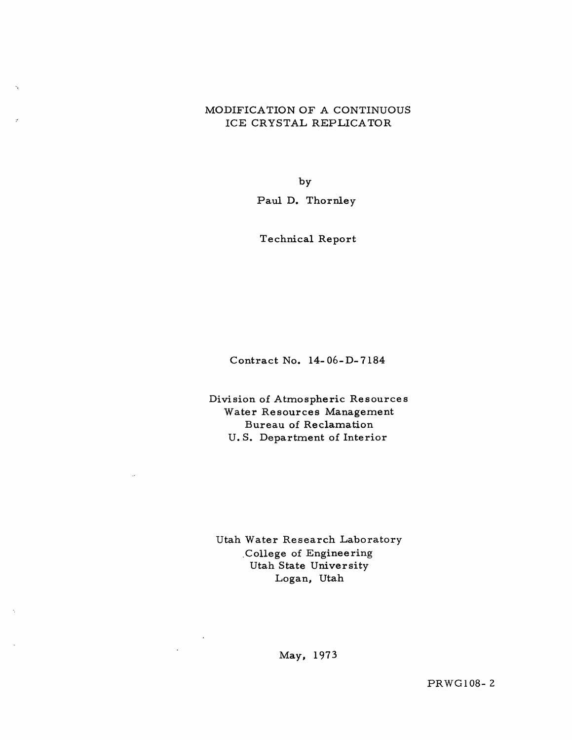# MODIFICATION OF A CONTINUOUS ICE CRYSTAL REPLICATOR

by

Paul D. Thornley

Technical Report

Contract No. 14-06-D-7184

Division of Atmospheric Resources
Water Resources Management
Bureau of Reclamation
U.S. Department of Interior

Utah Water Research Laboratory
College of Engineering
Utah State University
Logan, Utah

May, 1973

PRWG108-2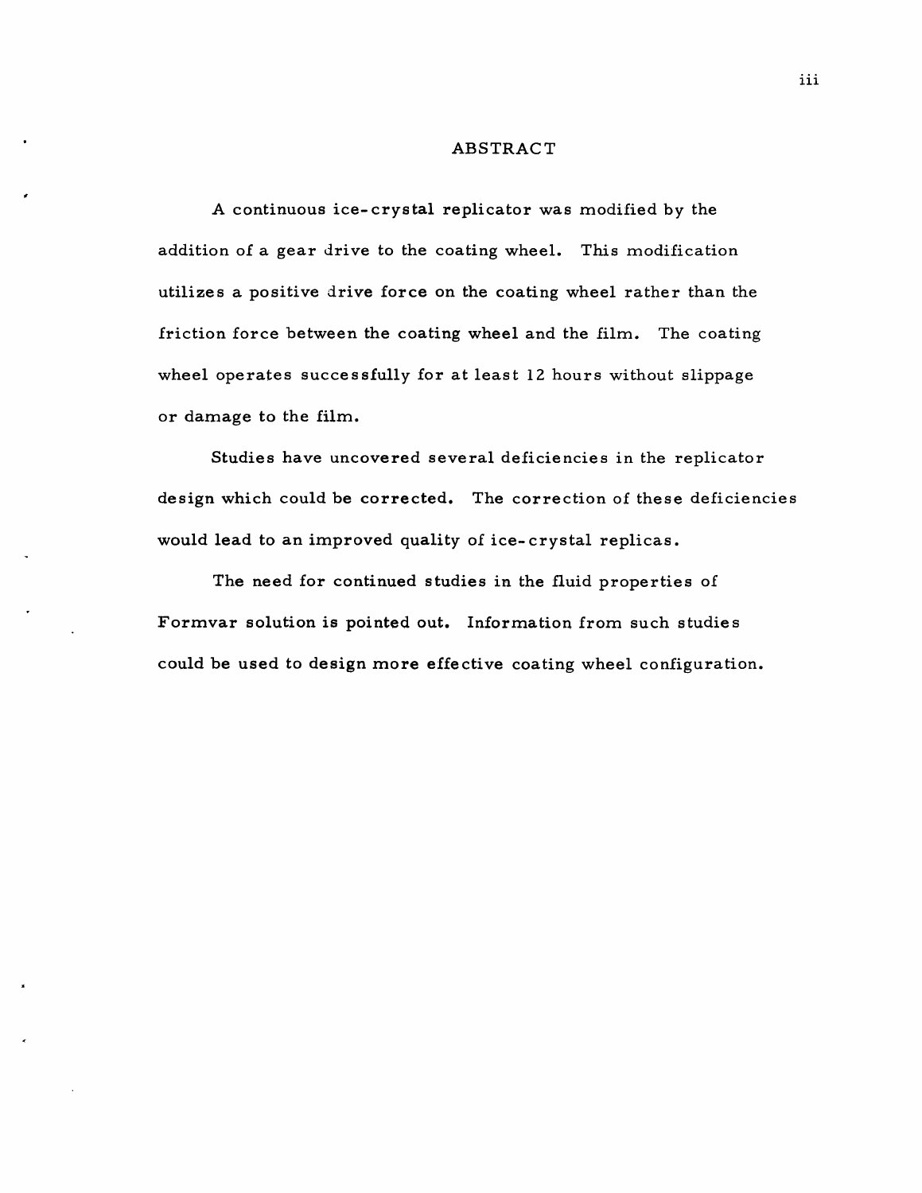# ABSTRACT

A continuous ice-crystal replicator was modified by the addition of a gear drive to the coating wheel. This modification utilizes a positive drive force on the coating wheel rather than the friction force between the coating wheel and the film. The coating wheel operates successfully for at least 12 hours without slippage or damage to the film.

Studies have uncovered several deficiencies in the replicator design which could be corrected. The correction of these deficiencies would lead to an improved quality of ice-crystal replicas.

The need for continued studies in the fluid properties of Formvar solution is pointed out. Information from such studies could be used to design more effective coating wheel configuration.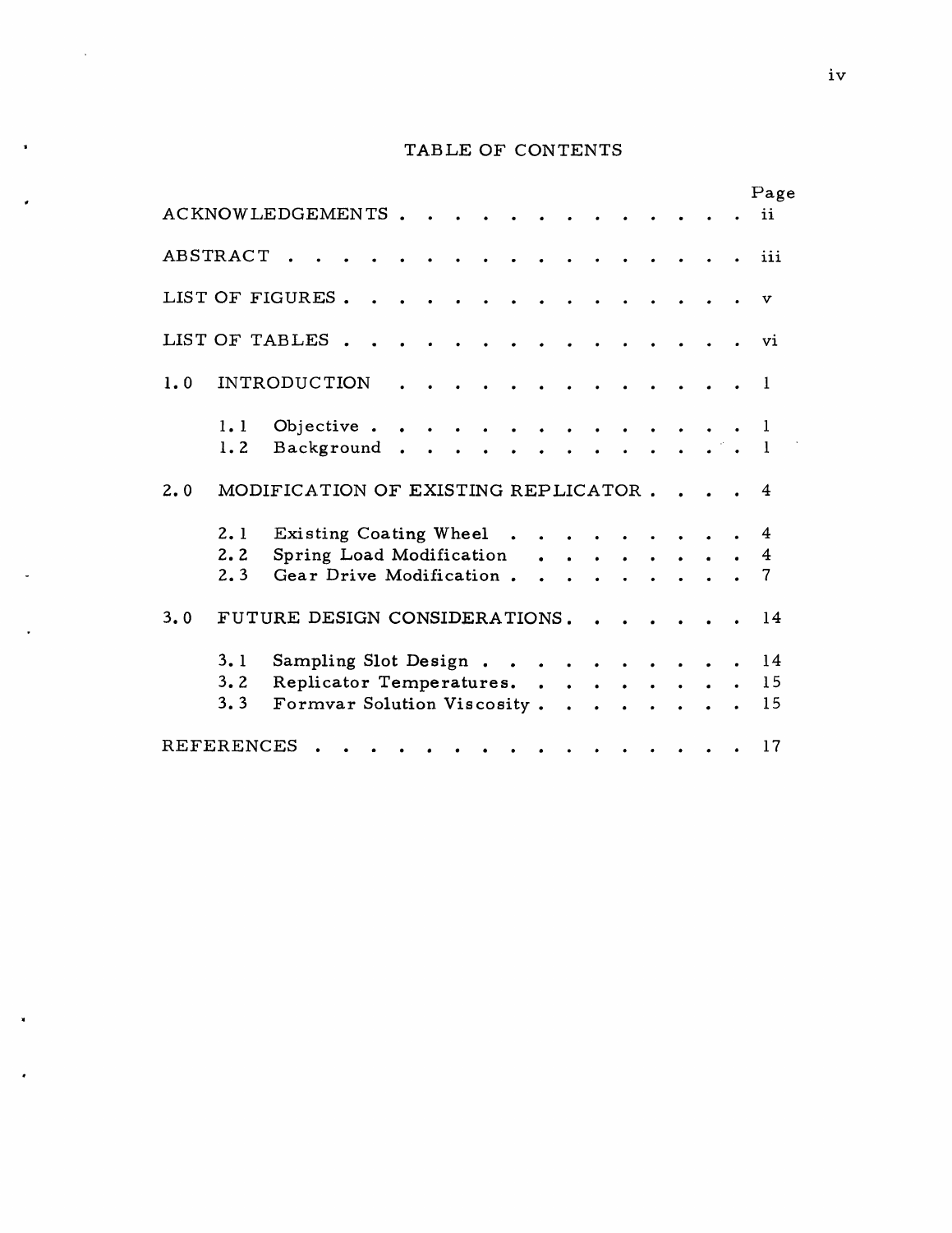# TABLE OF CONTENTS

| | Page |
|---|---|
| ACKNOWLEDGEMENTS | ii |
| ABSTRACT | iii |
| LIST OF FIGURES | v |
| LIST OF TABLES | vi |
| 1.0 INTRODUCTION | 1 |
| 1.1 Objective | 1 |
| 1.2 Background | 1 |
| 2.0 MODIFICATION OF EXISTING REPLICATOR | 4 |
| 2.1 Existing Coating Wheel | 4 |
| 2.2 Spring Load Modification | 4 |
| 2.3 Gear Drive Modification | 7 |
| 3.0 FUTURE DESIGN CONSIDERATIONS | 14 |
| 3.1 Sampling Slot Design | 14 |
| 3.2 Replicator Temperatures | 15 |
| 3.3 Formvar Solution Viscosity | 15 |
| REFERENCES | 17 |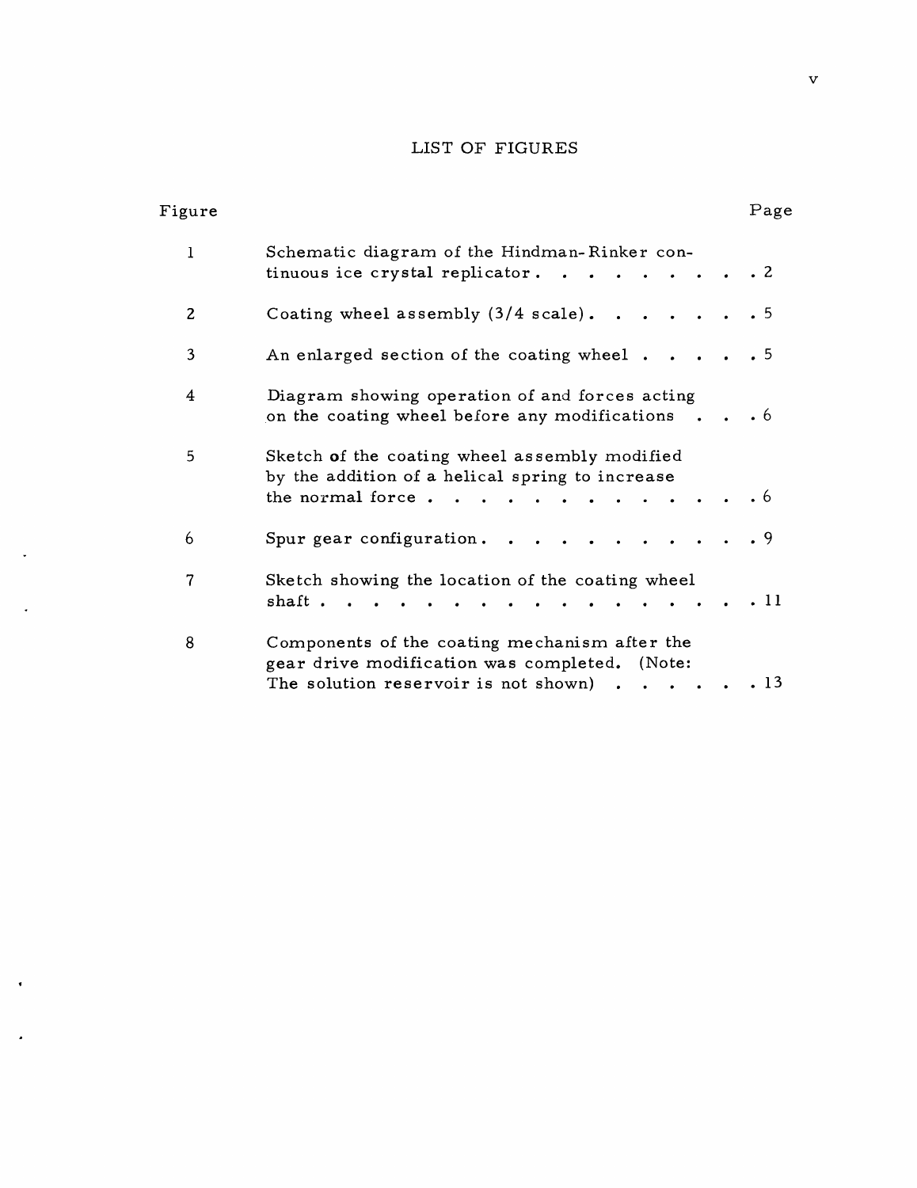# LIST OF FIGURES

| Figure | | Page |
|---|---|---|
| 1 | Schematic diagram of the Hindman-Rinker continuous ice crystal replicator | 2 |
| 2 | Coating wheel assembly (3/4 scale) | 5 |
| 3 | An enlarged section of the coating wheel | 5 |
| 4 | Diagram showing operation of and forces acting on the coating wheel before any modifications | 6 |
| 5 | Sketch of the coating wheel assembly modified by the addition of a helical spring to increase the normal force | 6 |
| 6 | Spur gear configuration | 9 |
| 7 | Sketch showing the location of the coating wheel shaft | 11 |
| 8 | Components of the coating mechanism after the gear drive modification was completed. (Note: The solution reservoir is not shown) | 13 |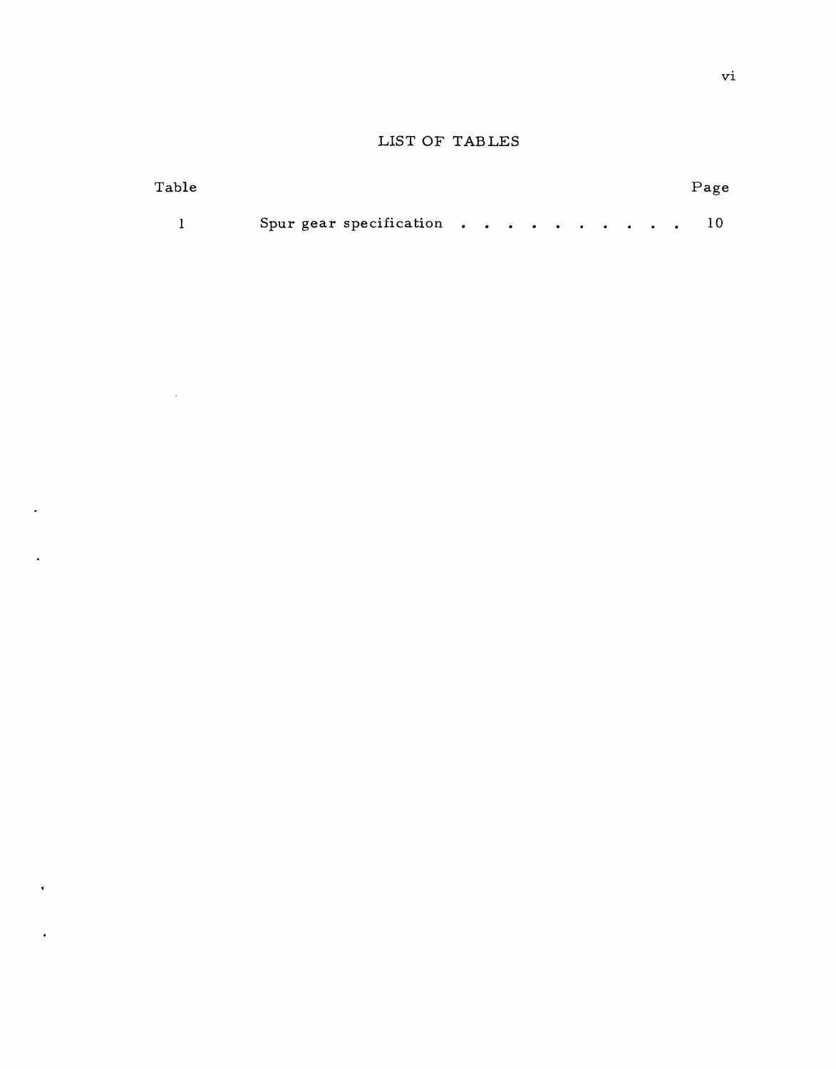# LIST OF TABLES

| Table | | Page |
|---|---|---|
| 1 | Spur gear specification | 10 |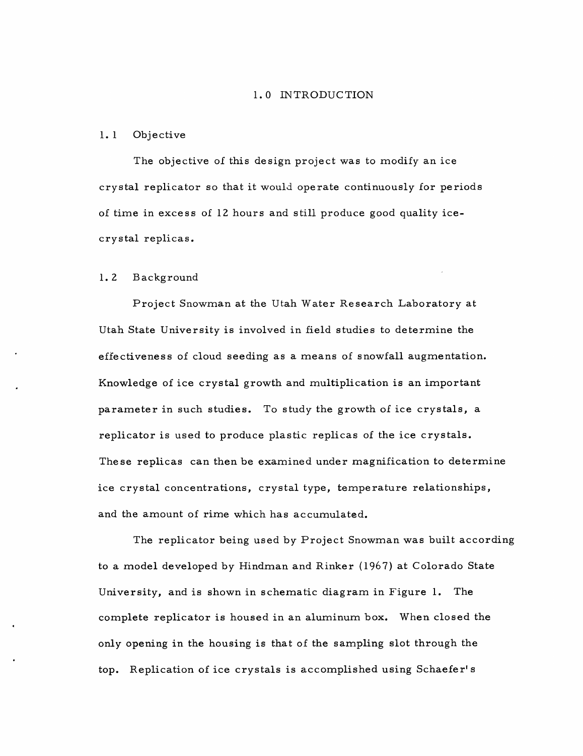# 1.0 INTRODUCTION

## 1.1 Objective

The objective of this design project was to modify an ice crystal replicator so that it would operate continuously for periods of time in excess of 12 hours and still produce good quality ice-crystal replicas.

## 1.2 Background

Project Snowman at the Utah Water Research Laboratory at Utah State University is involved in field studies to determine the effectiveness of cloud seeding as a means of snowfall augmentation. Knowledge of ice crystal growth and multiplication is an important parameter in such studies. To study the growth of ice crystals, a replicator is used to produce plastic replicas of the ice crystals. These replicas can then be examined under magnification to determine ice crystal concentrations, crystal type, temperature relationships, and the amount of rime which has accumulated.

The replicator being used by Project Snowman was built according to a model developed by Hindman and Rinker (1967) at Colorado State University, and is shown in schematic diagram in Figure 1. The complete replicator is housed in an aluminum box. When closed the only opening in the housing is that of the sampling slot through the top. Replication of ice crystals is accomplished using Schaefer's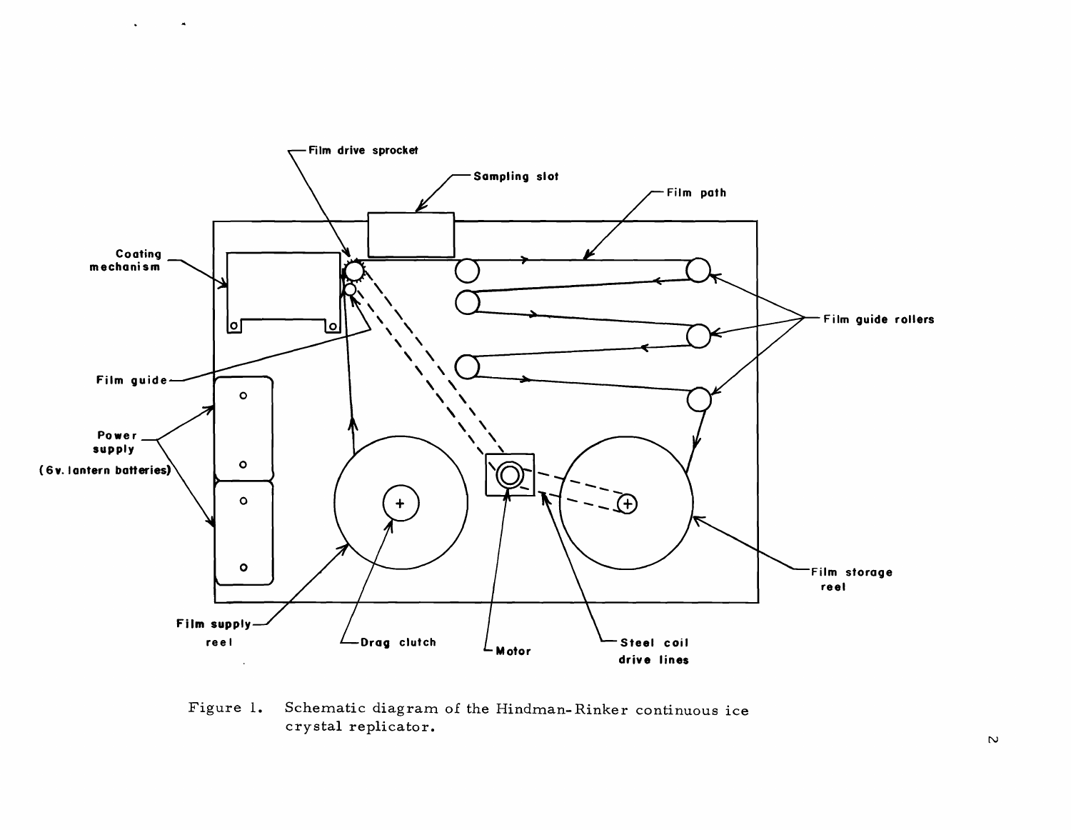Film drive sprocket

Sampling slot

Film path

Coating mechanism

Film guide rollers

Film guide

Power supply (6v. lantern batteries)

Film storage reel

Film supply reel

Drag clutch

Motor

Steel coil drive lines

Figure 1. Schematic diagram of the Hindman-Rinker continuous ice crystal replicator.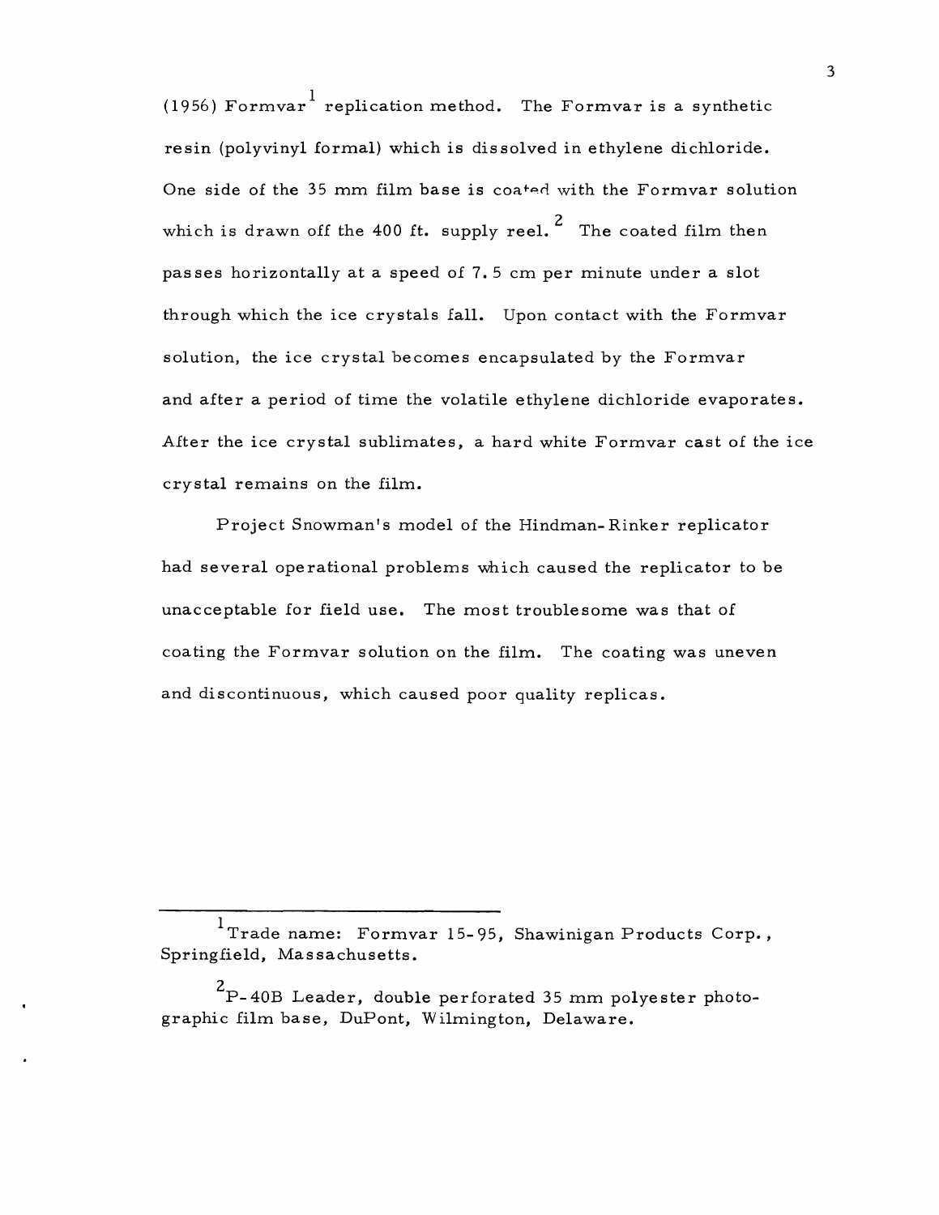(1956) Formvar[1] replication method. The Formvar is a synthetic resin (polyvinyl formal) which is dissolved in ethylene dichloride. One side of the 35 mm film base is coated with the Formvar solution which is drawn off the 400 ft. supply reel.[2] The coated film then passes horizontally at a speed of 7.5 cm per minute under a slot through which the ice crystals fall. Upon contact with the Formvar solution, the ice crystal becomes encapsulated by the Formvar and after a period of time the volatile ethylene dichloride evaporates. After the ice crystal sublimates, a hard white Formvar cast of the ice crystal remains on the film.

Project Snowman's model of the Hindman-Rinker replicator had several operational problems which caused the replicator to be unacceptable for field use. The most troublesome was that of coating the Formvar solution on the film. The coating was uneven and discontinuous, which caused poor quality replicas.

---

[1] Trade name: Formvar 15-95, Shawinigan Products Corp., Springfield, Massachusetts.

[2] P-40B Leader, double perforated 35 mm polyester photographic film base, DuPont, Wilmington, Delaware.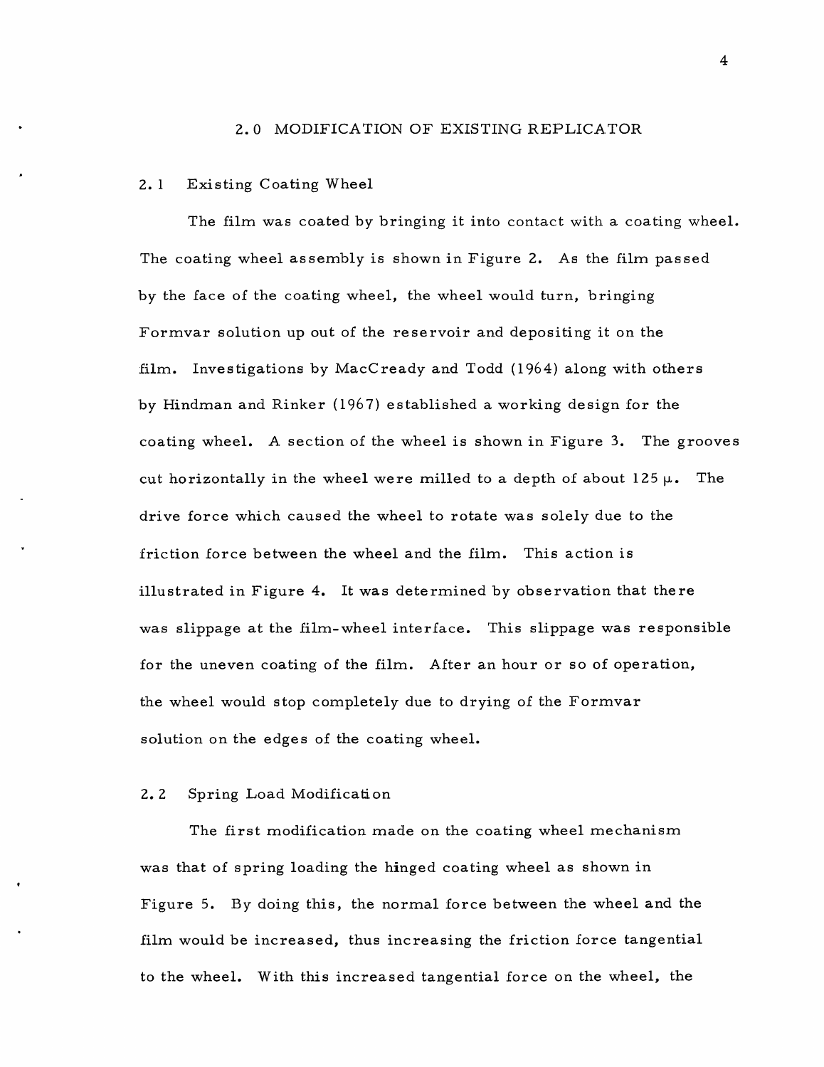## 2.0 MODIFICATION OF EXISTING REPLICATOR

### 2.1 Existing Coating Wheel

The film was coated by bringing it into contact with a coating wheel. The coating wheel assembly is shown in Figure 2. As the film passed by the face of the coating wheel, the wheel would turn, bringing Formvar solution up out of the reservoir and depositing it on the film. Investigations by MacCready and Todd (1964) along with others by Hindman and Rinker (1967) established a working design for the coating wheel. A section of the wheel is shown in Figure 3. The grooves cut horizontally in the wheel were milled to a depth of about 125 $\mu$. The drive force which caused the wheel to rotate was solely due to the friction force between the wheel and the film. This action is illustrated in Figure 4. It was determined by observation that there was slippage at the film-wheel interface. This slippage was responsible for the uneven coating of the film. After an hour or so of operation, the wheel would stop completely due to drying of the Formvar solution on the edges of the coating wheel.

### 2.2 Spring Load Modification

The first modification made on the coating wheel mechanism was that of spring loading the hinged coating wheel as shown in Figure 5. By doing this, the normal force between the wheel and the film would be increased, thus increasing the friction force tangential to the wheel. With this increased tangential force on the wheel, the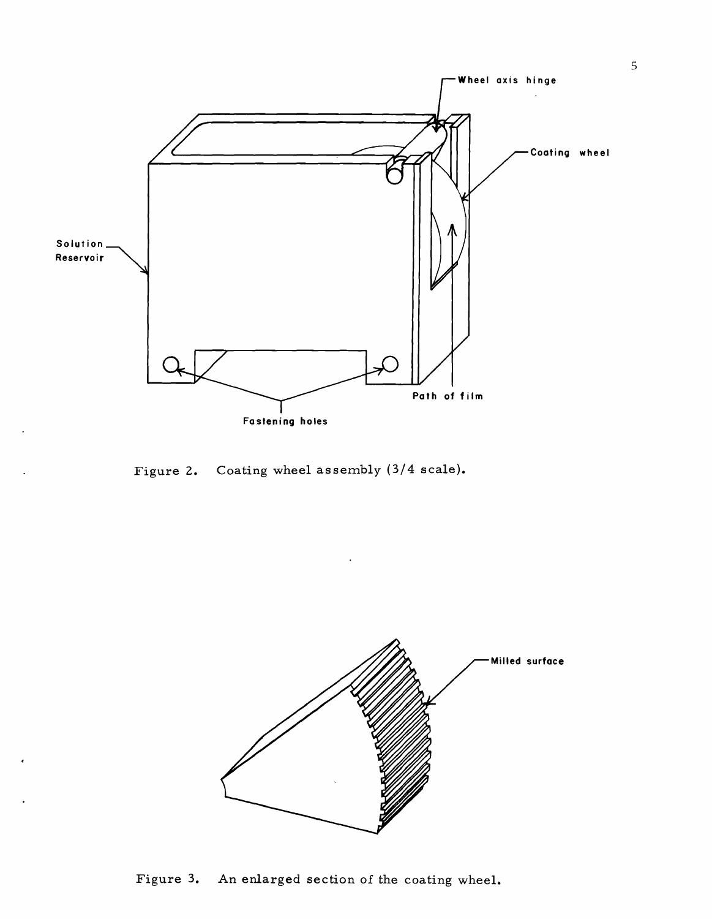Figure 2. Coating wheel assembly (3/4 scale).

Figure 3. An enlarged section of the coating wheel.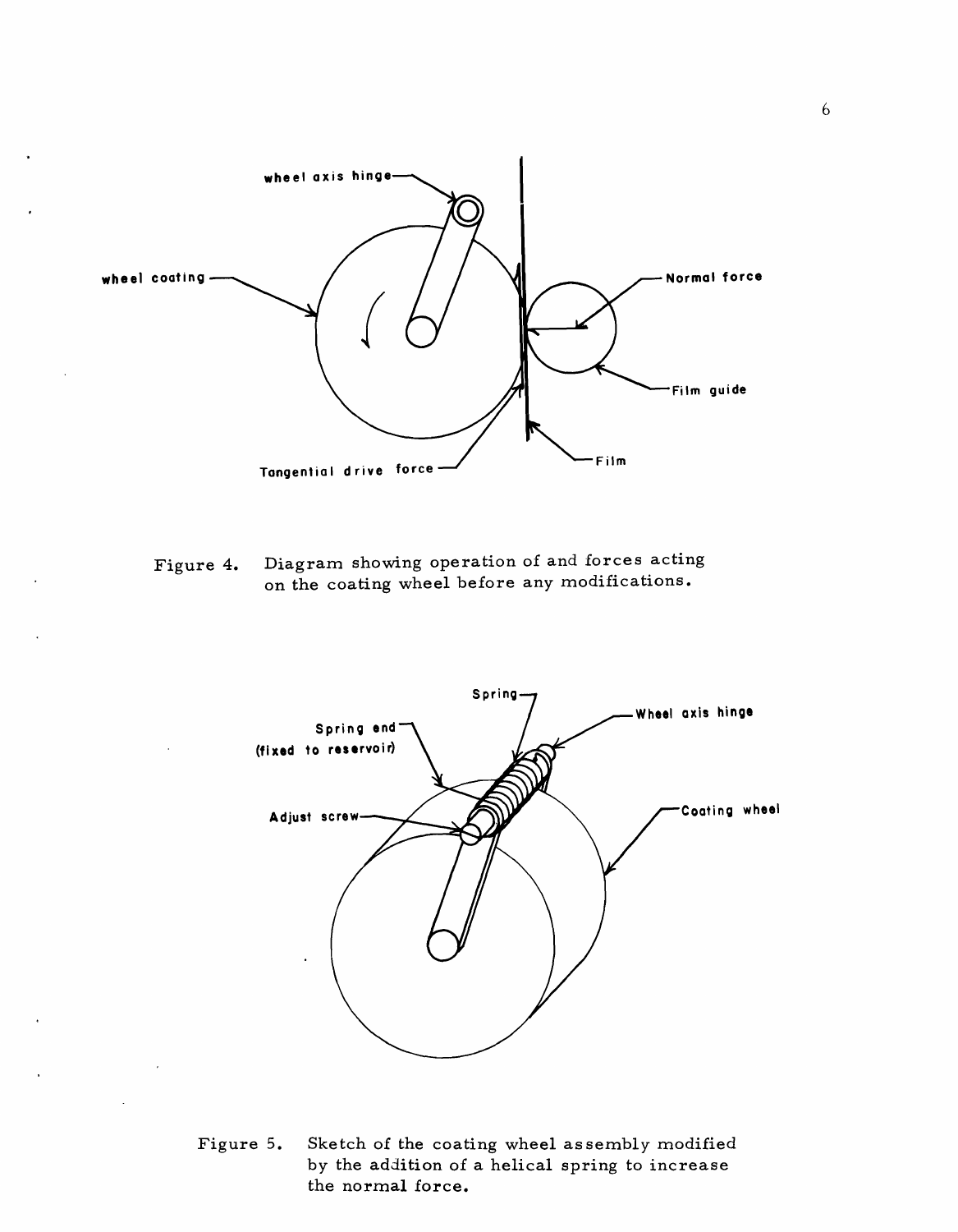Figure 4. Diagram showing operation of and forces acting on the coating wheel before any modifications.

Figure 5. Sketch of the coating wheel assembly modified by the addition of a helical spring to increase the normal force.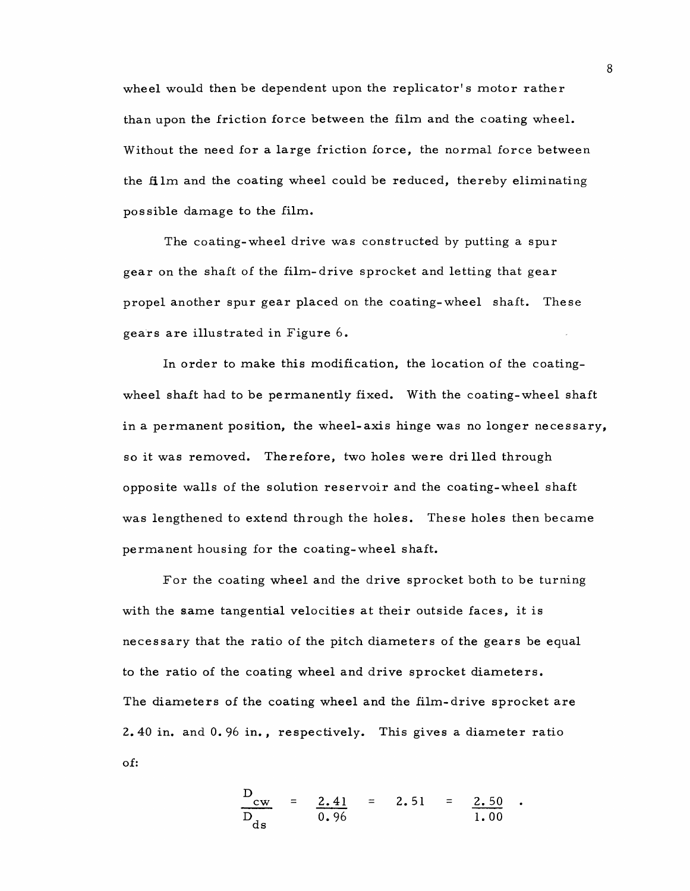wheel would then be dependent upon the replicator's motor rather than upon the friction force between the film and the coating wheel. Without the need for a large friction force, the normal force between the film and the coating wheel could be reduced, thereby eliminating possible damage to the film.

The coating-wheel drive was constructed by putting a spur gear on the shaft of the film-drive sprocket and letting that gear propel another spur gear placed on the coating-wheel shaft. These gears are illustrated in Figure 6.

In order to make this modification, the location of the coating-wheel shaft had to be permanently fixed. With the coating-wheel shaft in a permanent position, the wheel-axis hinge was no longer necessary, so it was removed. Therefore, two holes were drilled through opposite walls of the solution reservoir and the coating-wheel shaft was lengthened to extend through the holes. These holes then became permanent housing for the coating-wheel shaft.

For the coating wheel and the drive sprocket both to be turning with the same tangential velocities at their outside faces, it is necessary that the ratio of the pitch diameters of the gears be equal to the ratio of the coating wheel and drive sprocket diameters. The diameters of the coating wheel and the film-drive sprocket are 2.40 in. and 0.96 in., respectively. This gives a diameter ratio of:

$$\frac{D_{cw}}{D_{ds}} = \frac{2.41}{0.96} = 2.51 = \frac{2.50}{1.00} \ .$$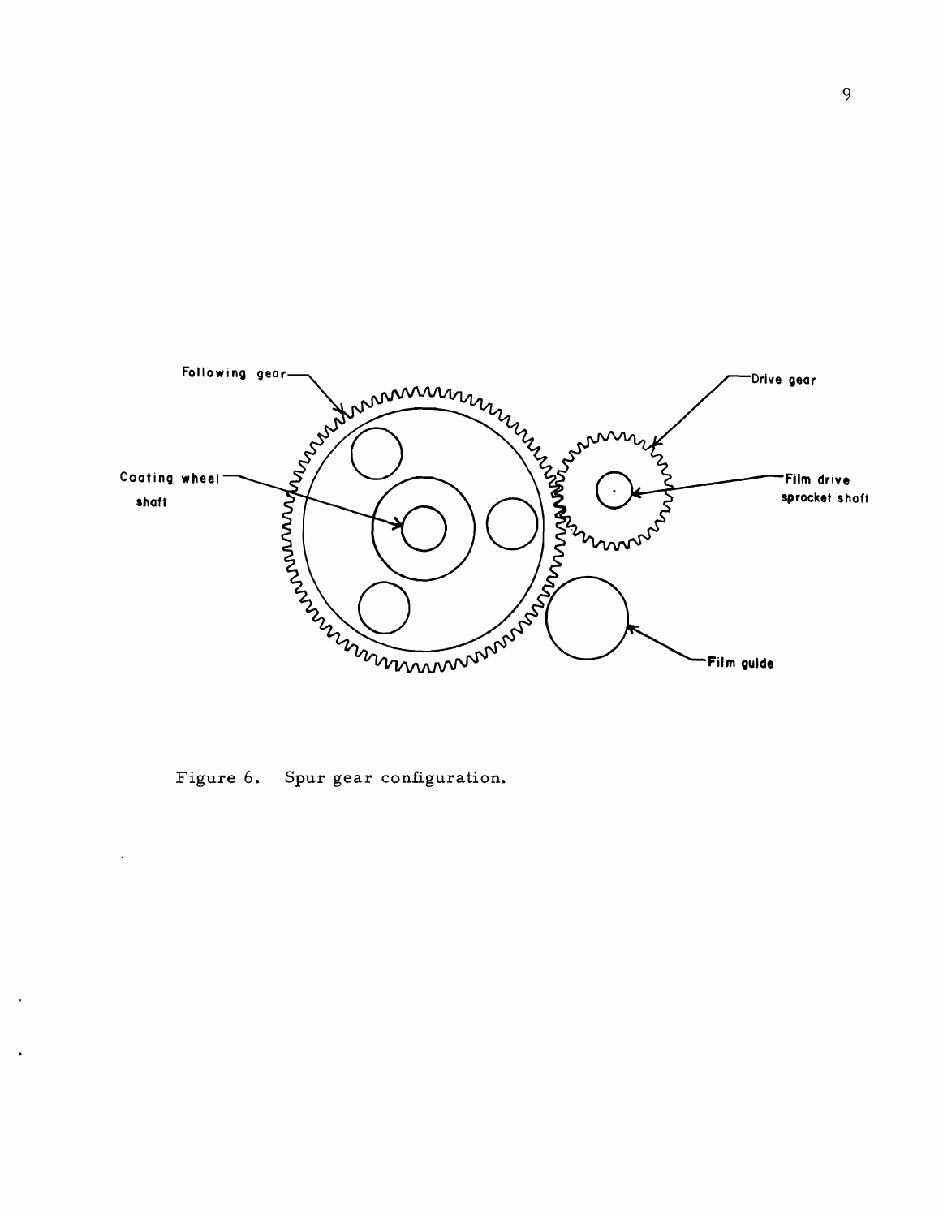Figure 6. Spur gear configuration.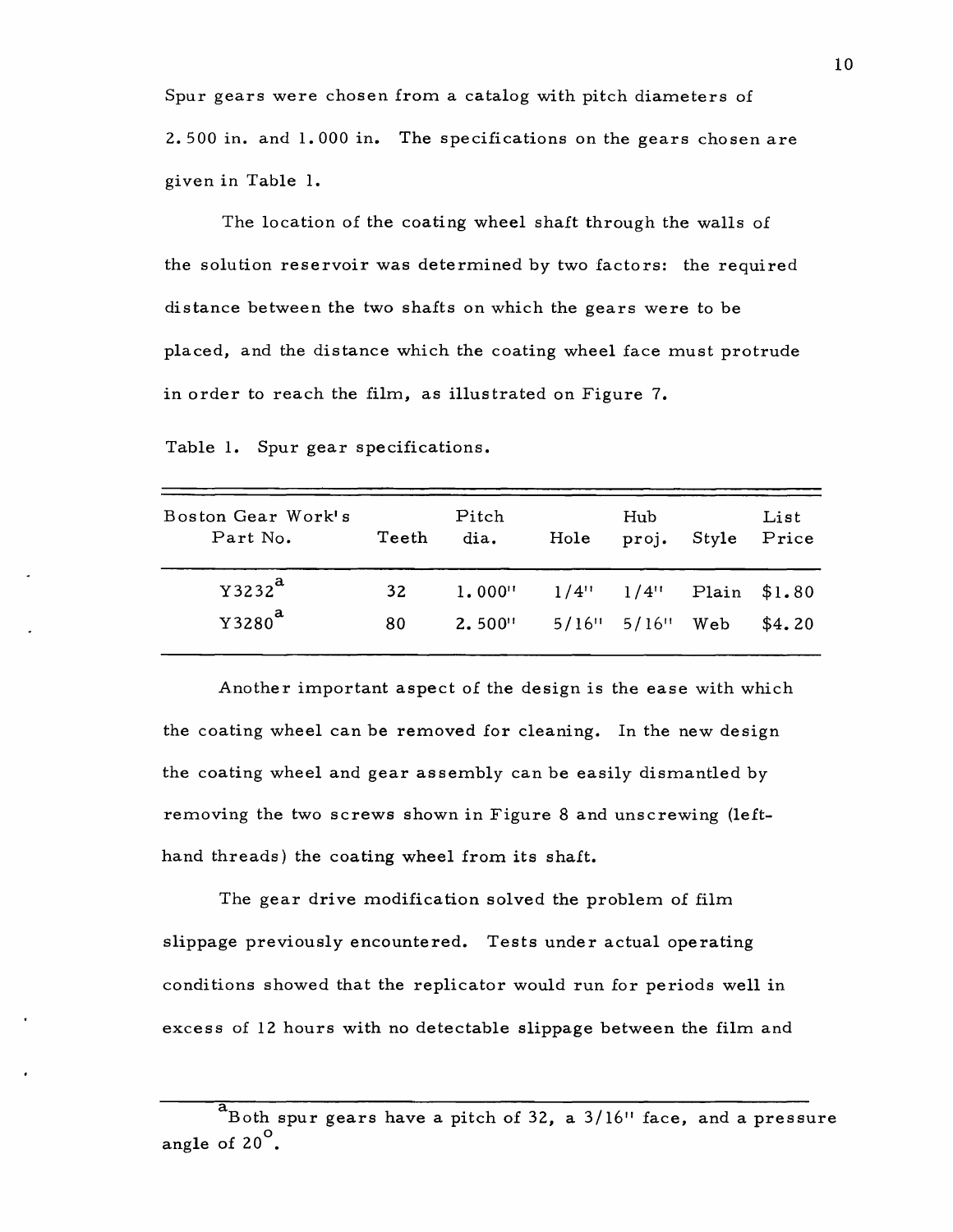Spur gears were chosen from a catalog with pitch diameters of 2.500 in. and 1.000 in. The specifications on the gears chosen are given in Table 1.

The location of the coating wheel shaft through the walls of the solution reservoir was determined by two factors: the required distance between the two shafts on which the gears were to be placed, and the distance which the coating wheel face must protrude in order to reach the film, as illustrated on Figure 7.

Table 1. Spur gear specifications.

| Boston Gear Work's Part No. | Teeth | Pitch dia. | Hole | Hub proj. | Style | List Price |
|---|---|---|---|---|---|---|
| Y3232[a] | 32 | 1.000" | 1/4" | 1/4" | Plain | $1.80 |
| Y3280[a] | 80 | 2.500" | 5/16" | 5/16" | Web | $4.20 |

Another important aspect of the design is the ease with which the coating wheel can be removed for cleaning. In the new design the coating wheel and gear assembly can be easily dismantled by removing the two screws shown in Figure 8 and unscrewing (left-hand threads) the coating wheel from its shaft.

The gear drive modification solved the problem of film slippage previously encountered. Tests under actual operating conditions showed that the replicator would run for periods well in excess of 12 hours with no detectable slippage between the film and

---

[a] Both spur gears have a pitch of 32, a 3/16" face, and a pressure angle of 20°.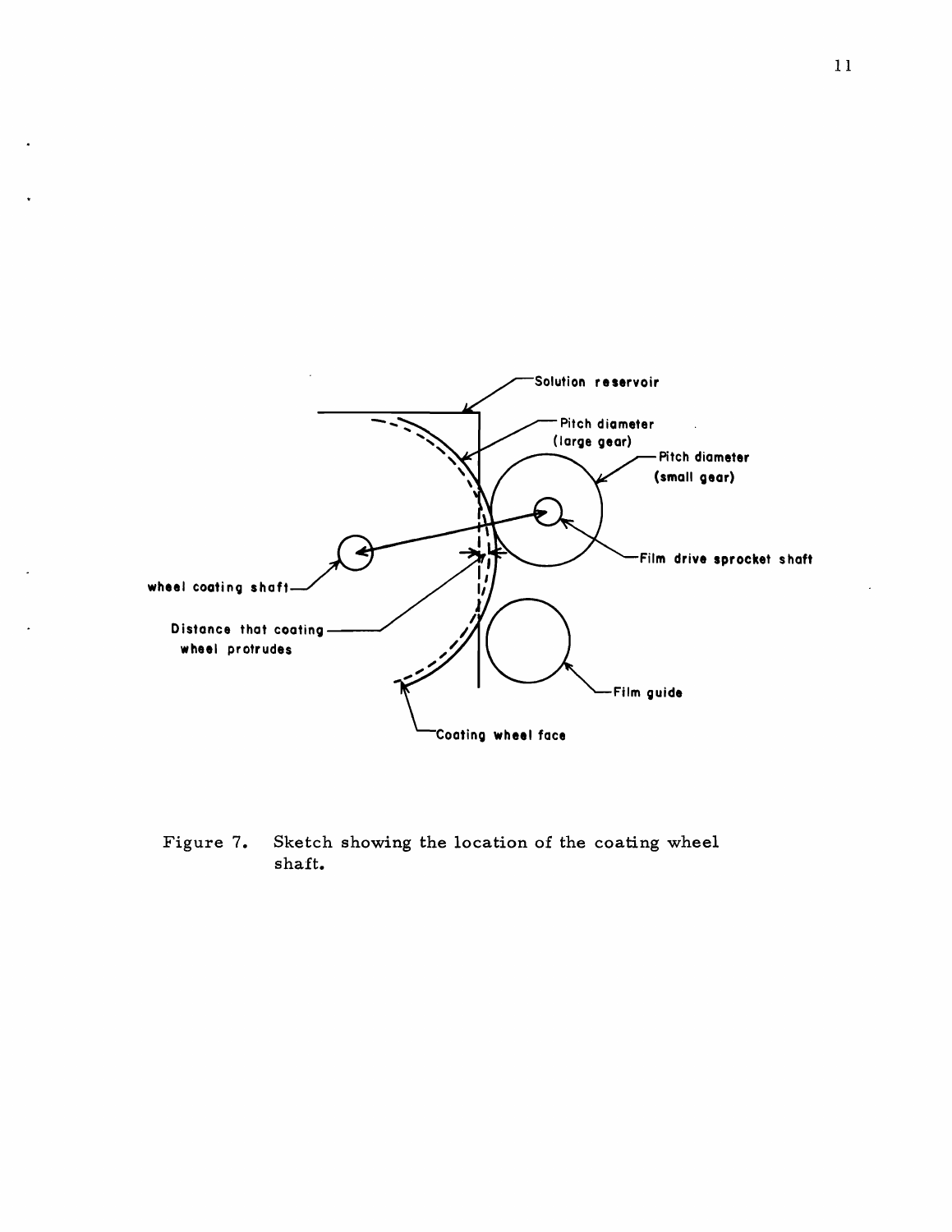Figure 7. Sketch showing the location of the coating wheel shaft.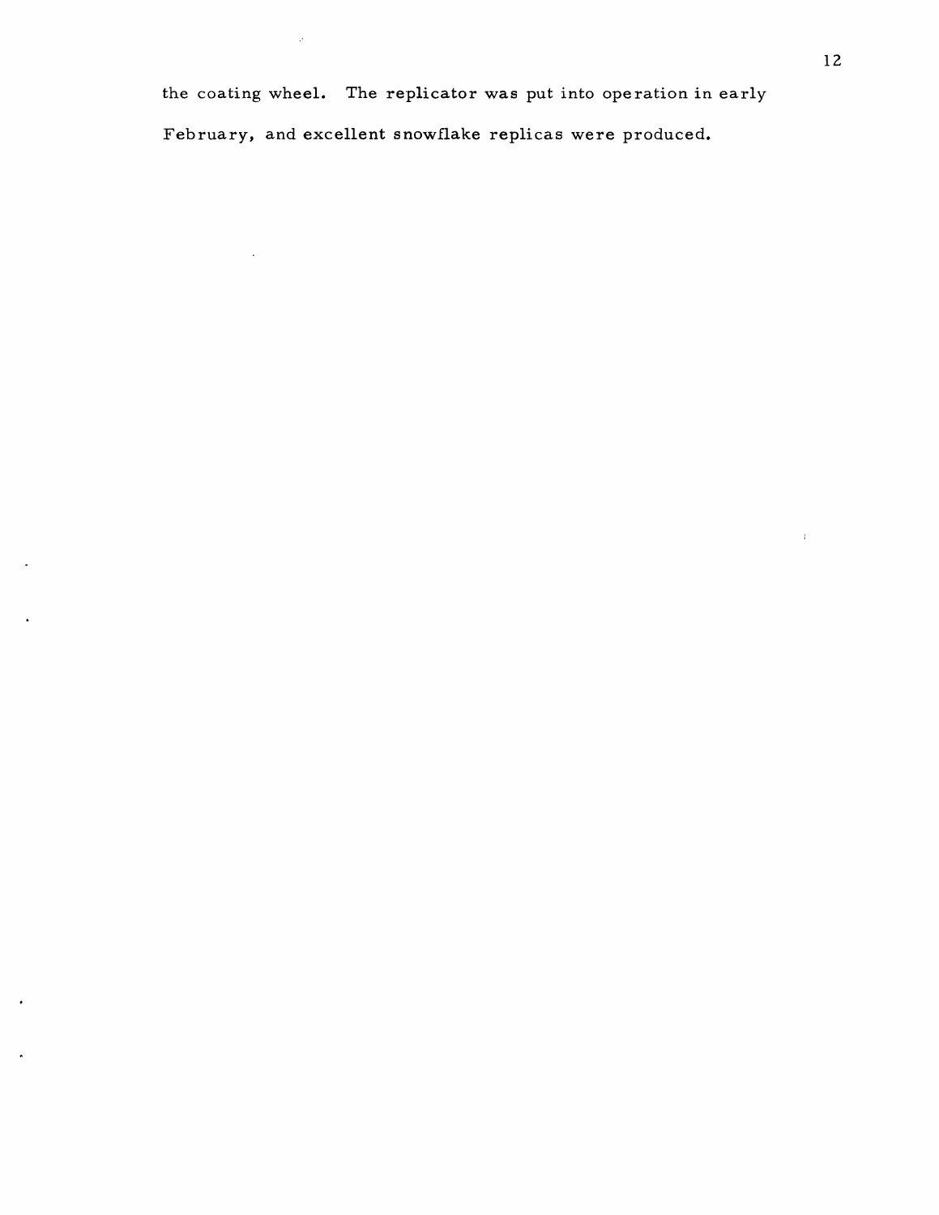the coating wheel. The replicator was put into operation in early February, and excellent snowflake replicas were produced.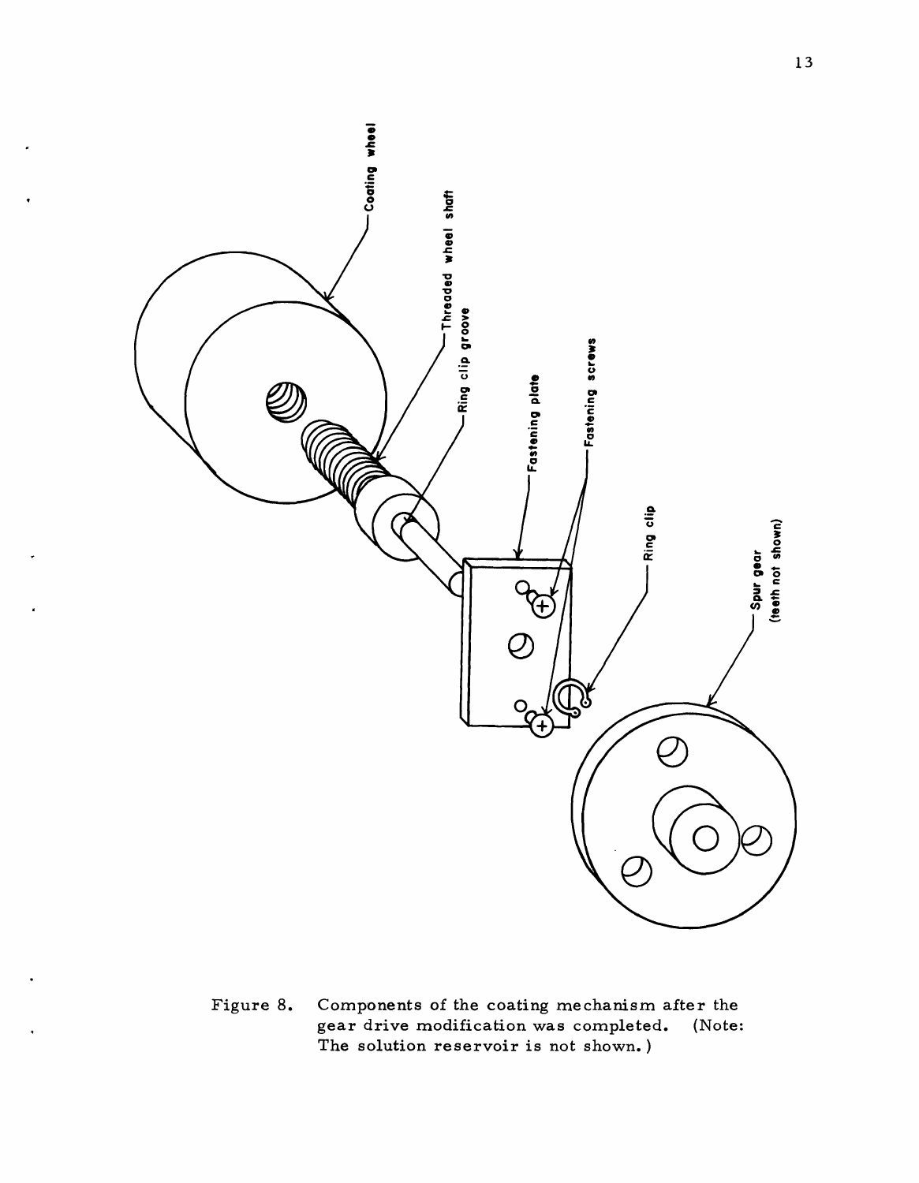Figure 8. Components of the coating mechanism after the gear drive modification was completed. (Note: The solution reservoir is not shown.)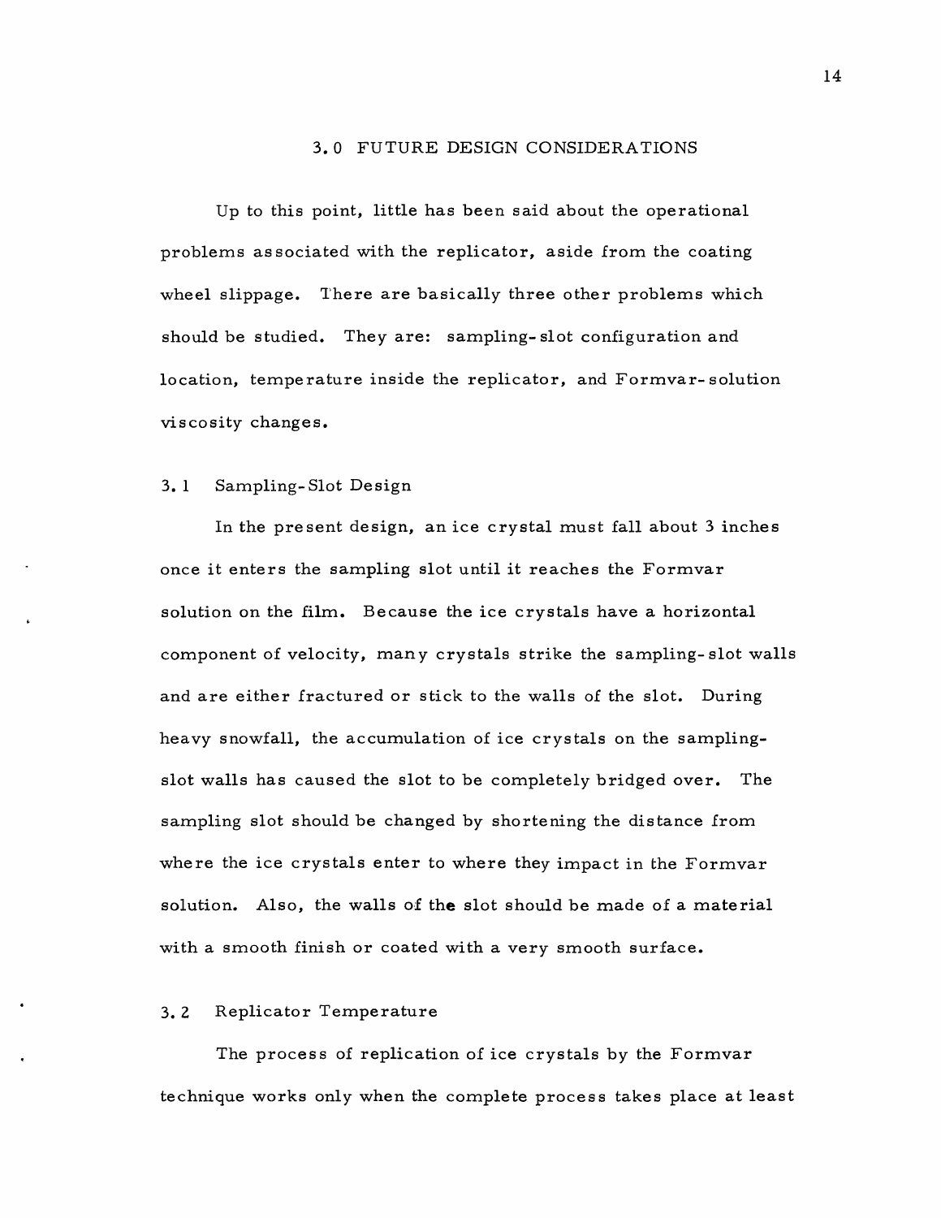# 3.0 FUTURE DESIGN CONSIDERATIONS

Up to this point, little has been said about the operational problems associated with the replicator, aside from the coating wheel slippage. There are basically three other problems which should be studied. They are: sampling-slot configuration and location, temperature inside the replicator, and Formvar-solution viscosity changes.

## 3.1 Sampling-Slot Design

In the present design, an ice crystal must fall about 3 inches once it enters the sampling slot until it reaches the Formvar solution on the film. Because the ice crystals have a horizontal component of velocity, many crystals strike the sampling-slot walls and are either fractured or stick to the walls of the slot. During heavy snowfall, the accumulation of ice crystals on the sampling-slot walls has caused the slot to be completely bridged over. The sampling slot should be changed by shortening the distance from where the ice crystals enter to where they impact in the Formvar solution. Also, the walls of the slot should be made of a material with a smooth finish or coated with a very smooth surface.

## 3.2 Replicator Temperature

The process of replication of ice crystals by the Formvar technique works only when the complete process takes place at least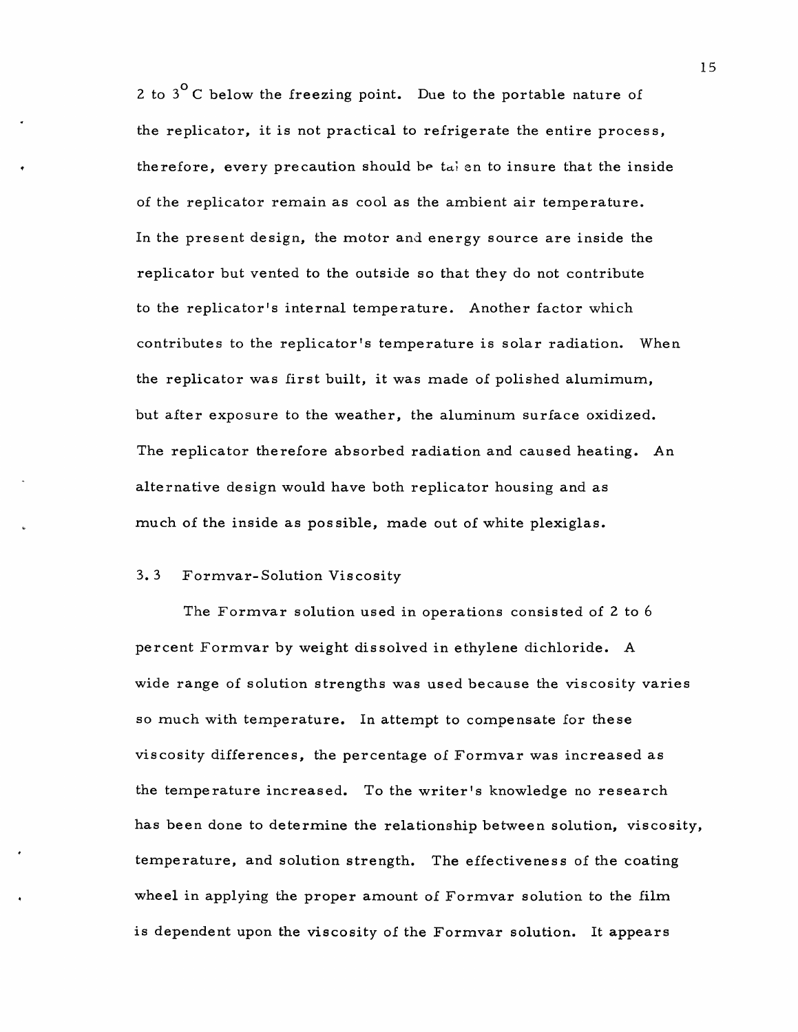2 to 3° C below the freezing point. Due to the portable nature of the replicator, it is not practical to refrigerate the entire process, therefore, every precaution should be taken to insure that the inside of the replicator remain as cool as the ambient air temperature. In the present design, the motor and energy source are inside the replicator but vented to the outside so that they do not contribute to the replicator's internal temperature. Another factor which contributes to the replicator's temperature is solar radiation. When the replicator was first built, it was made of polished alumimum, but after exposure to the weather, the aluminum surface oxidized. The replicator therefore absorbed radiation and caused heating. An alternative design would have both replicator housing and as much of the inside as possible, made out of white plexiglas.

### 3.3 Formvar-Solution Viscosity

The Formvar solution used in operations consisted of 2 to 6 percent Formvar by weight dissolved in ethylene dichloride. A wide range of solution strengths was used because the viscosity varies so much with temperature. In attempt to compensate for these viscosity differences, the percentage of Formvar was increased as the temperature increased. To the writer's knowledge no research has been done to determine the relationship between solution, viscosity, temperature, and solution strength. The effectiveness of the coating wheel in applying the proper amount of Formvar solution to the film is dependent upon the viscosity of the Formvar solution. It appears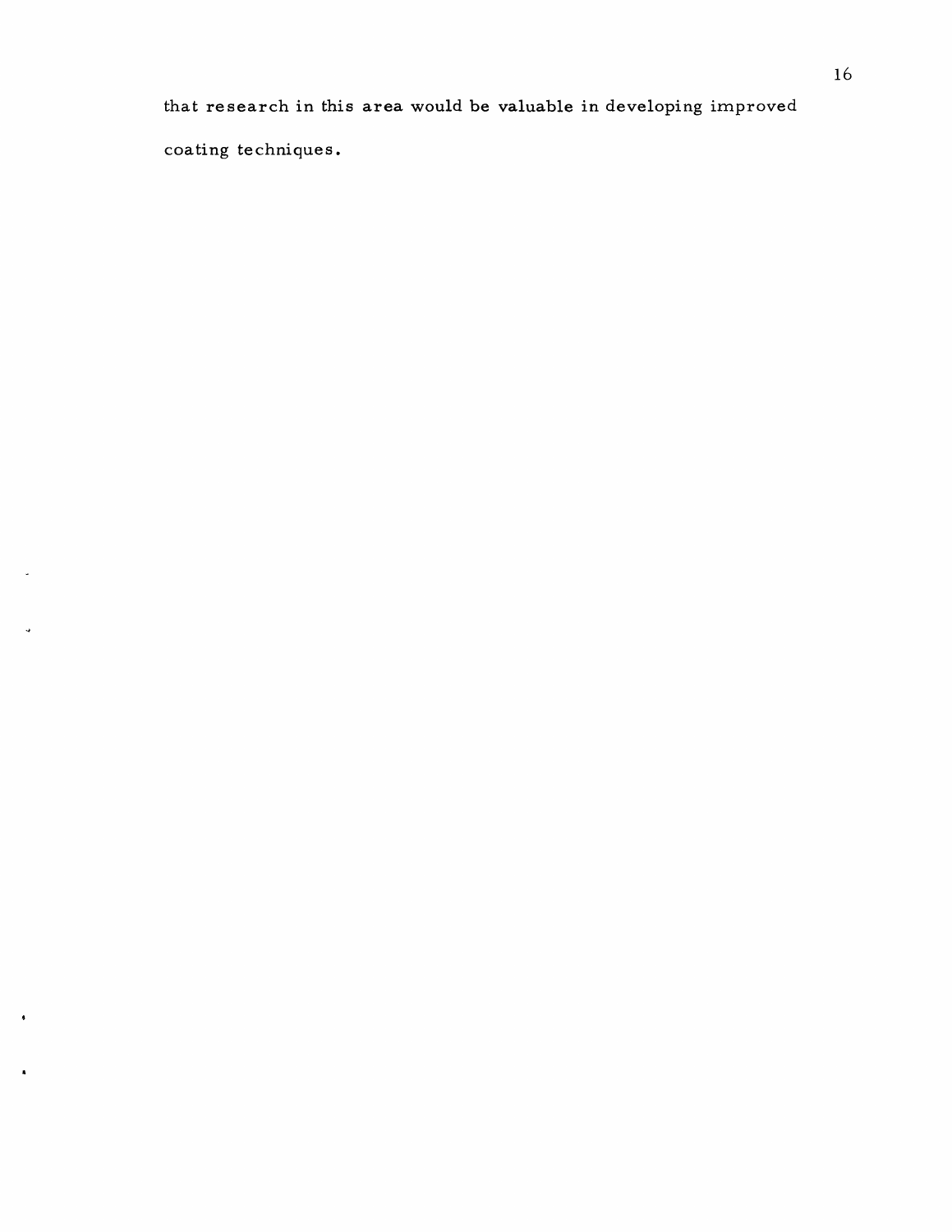that research in this area would be valuable in developing improved coating techniques.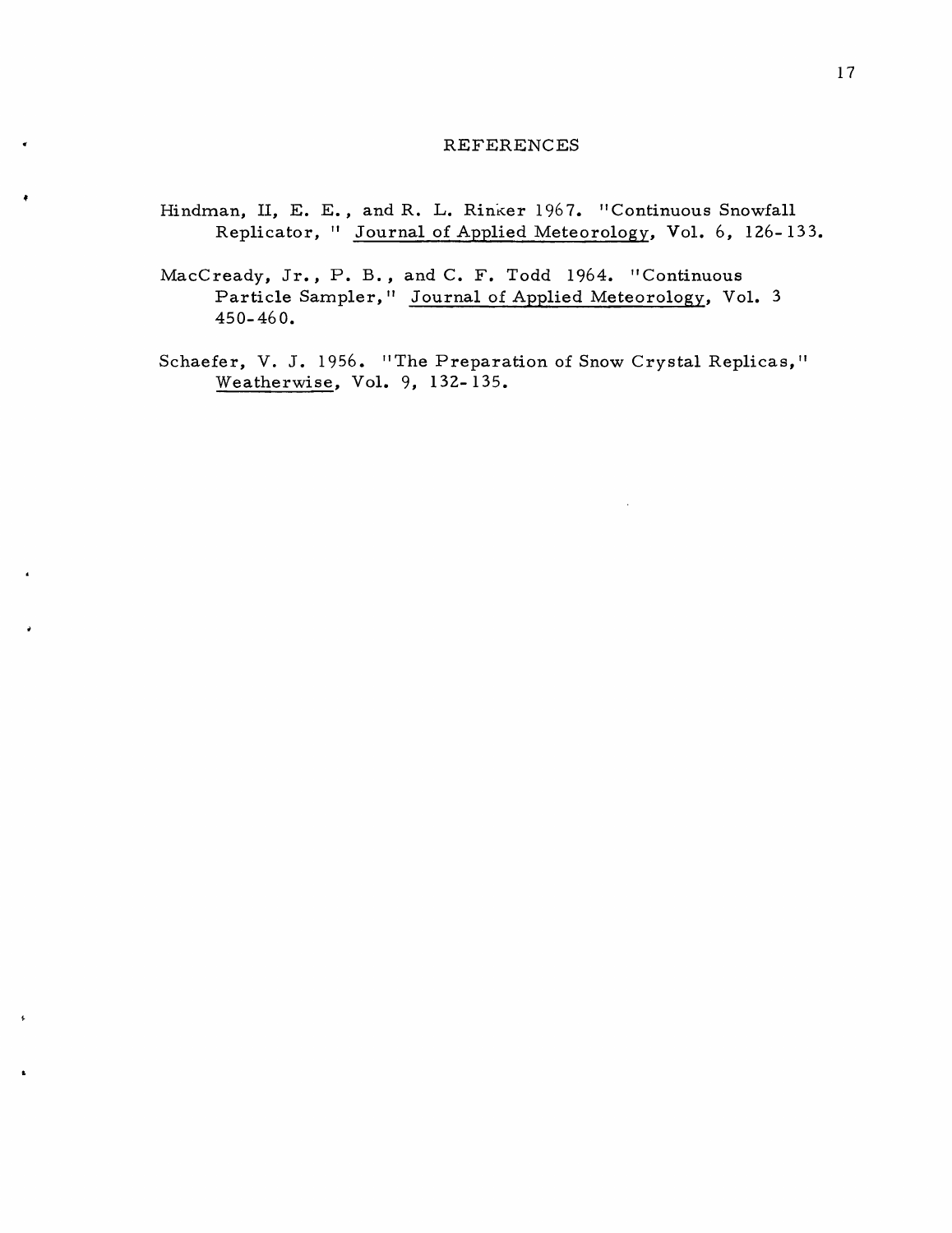# REFERENCES

Hindman, II, E. E., and R. L. Rinker 1967. "Continuous Snowfall Replicator, " Journal of Applied Meteorology, Vol. 6, 126-133.

MacCready, Jr., P. B., and C. F. Todd 1964. "Continuous Particle Sampler," Journal of Applied Meteorology, Vol. 3 450-460.

Schaefer, V. J. 1956. "The Preparation of Snow Crystal Replicas," Weatherwise, Vol. 9, 132-135.